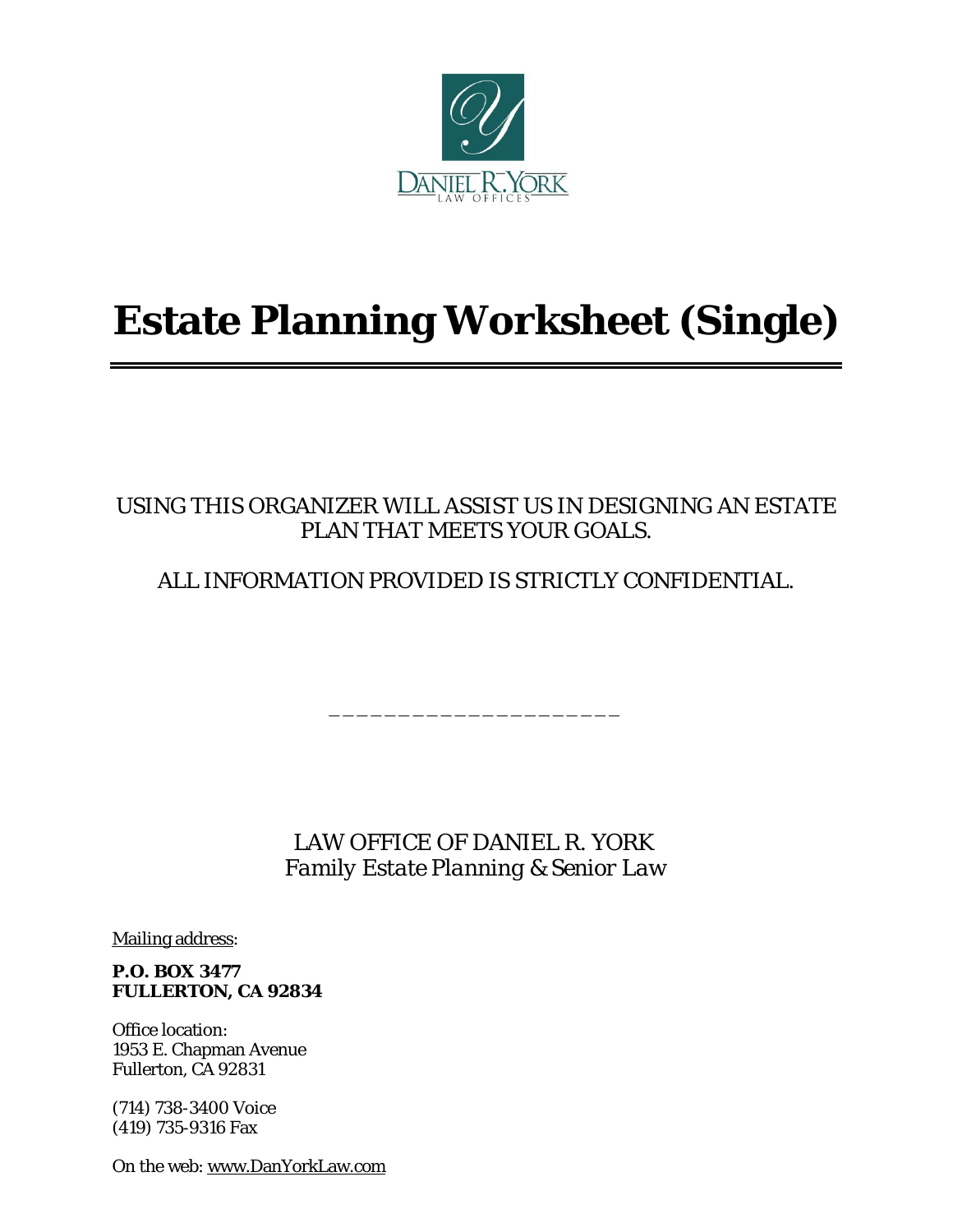DANIEL R. YORK
LAW OFFICES

# Estate Planning Worksheet (Single)

USING THIS ORGANIZER WILL ASSIST US IN DESIGNING AN ESTATE PLAN THAT MEETS YOUR GOALS.

ALL INFORMATION PROVIDED IS STRICTLY CONFIDENTIAL.

_____________________

LAW OFFICE OF DANIEL R. YORK
*Family Estate Planning & Senior Law*

Mailing address:

**P.O. BOX 3477**
**FULLERTON, CA 92834**

Office location:
1953 E. Chapman Avenue
Fullerton, CA 92831

(714) 738-3400 Voice
(419) 735-9316 Fax

On the web: www.DanYorkLaw.com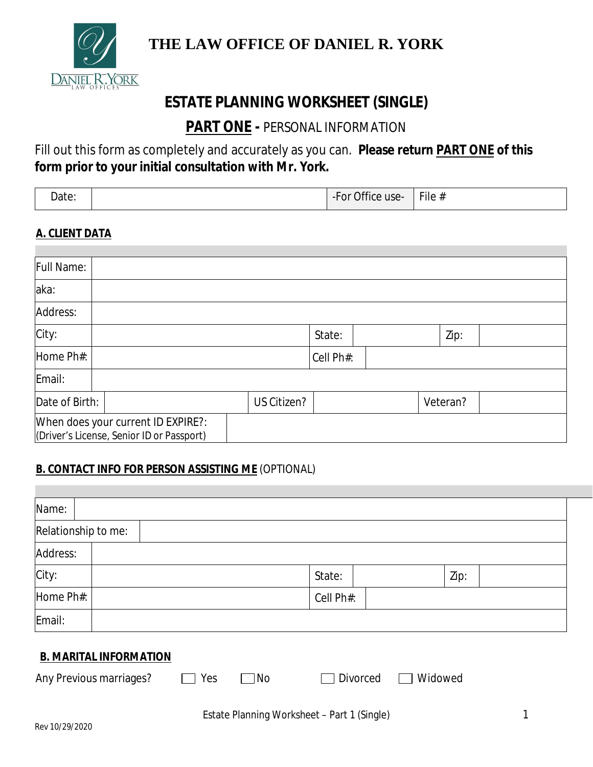# THE LAW OFFICE OF DANIEL R. YORK

## ESTATE PLANNING WORKSHEET (SINGLE)

### PART ONE - PERSONAL INFORMATION

Fill out this form as completely and accurately as you can. **Please return PART ONE of this form prior to your initial consultation with Mr. York.**

| Date: | | -For Office use- | File # |
|---|---|---|---|

#### A. CLIENT DATA

| | | | | | |
|---|---|---|---|---|---|
| Full Name: | | | | | |
| aka: | | | | | |
| Address: | | | | | |
| City: | | State: | | Zip: | |
| Home Ph#: | | Cell Ph#: | | | |
| Email: | | | | | |
| Date of Birth: | | US Citizen? | | Veteran? | |
| When does your current ID EXPIRE?: (Driver's License, Senior ID or Passport) | | | | | |

#### B. CONTACT INFO FOR PERSON ASSISTING ME (OPTIONAL)

| | | | | | |
|---|---|---|---|---|---|
| Name: | | | | | |
| Relationship to me: | | | | | |
| Address: | | | | | |
| City: | | State: | | Zip: | |
| Home Ph#: | | Cell Ph#: | | | |
| Email: | | | | | |

#### B. MARITAL INFORMATION

Any Previous marriages? ☐ Yes ☐ No ☐ Divorced ☐ Widowed

Rev 10/29/2020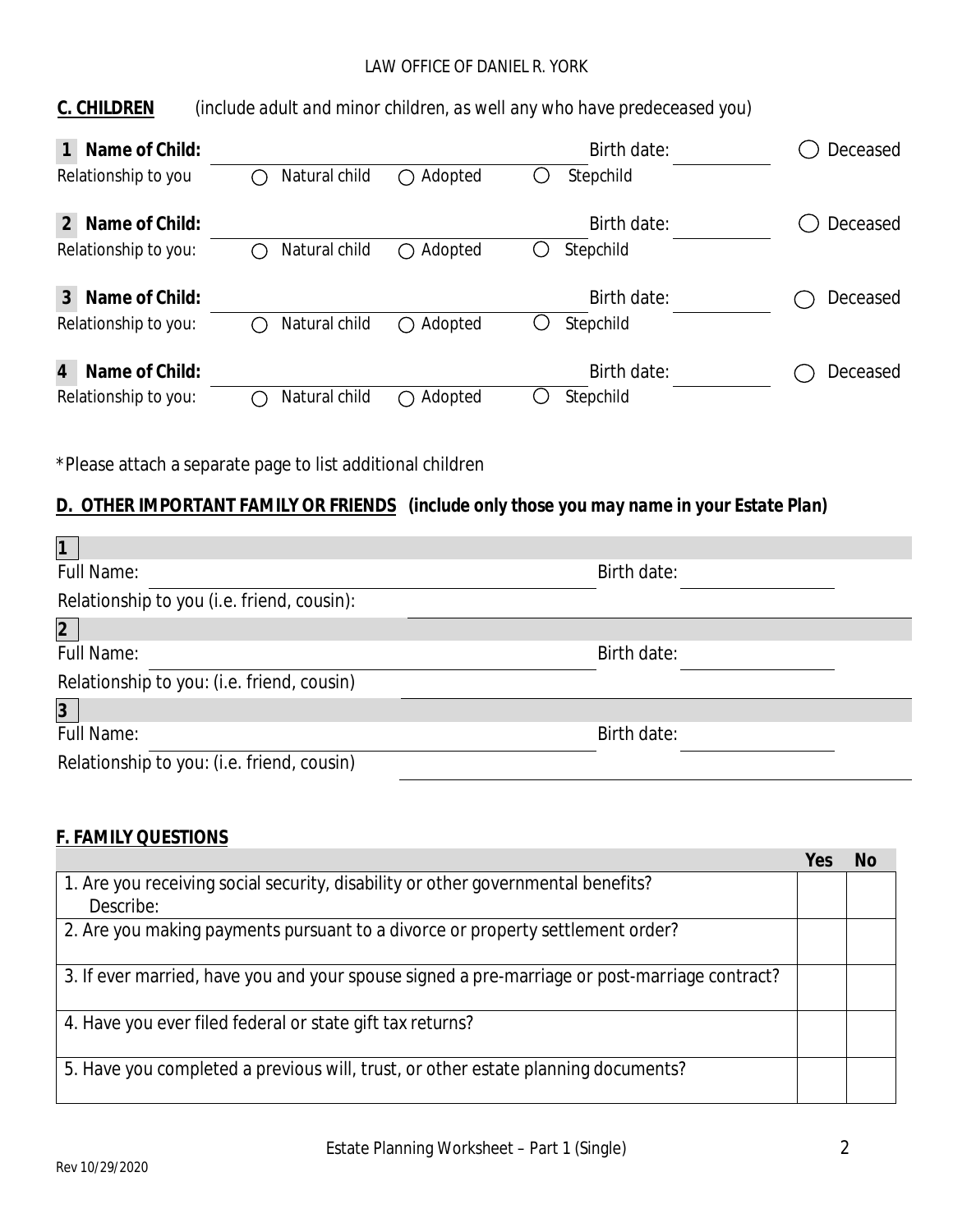**C. CHILDREN** *(include adult and minor children, as well any who have predeceased you)*

**1 Name of Child:** \_\_\_\_\_\_\_\_\_\_\_\_\_\_\_\_\_\_\_\_ Birth date: \_\_\_\_\_\_\_\_ ◯ Deceased
Relationship to you ◯ Natural child ◯ Adopted ◯ Stepchild

**2 Name of Child:** \_\_\_\_\_\_\_\_\_\_\_\_\_\_\_\_\_\_\_\_ Birth date: \_\_\_\_\_\_\_\_ ◯ Deceased
Relationship to you: ◯ Natural child ◯ Adopted ◯ Stepchild

**3 Name of Child:** \_\_\_\_\_\_\_\_\_\_\_\_\_\_\_\_\_\_\_\_ Birth date: \_\_\_\_\_\_\_\_ ◯ Deceased
Relationship to you: ◯ Natural child ◯ Adopted ◯ Stepchild

**4 Name of Child:** \_\_\_\_\_\_\_\_\_\_\_\_\_\_\_\_\_\_\_\_ Birth date: \_\_\_\_\_\_\_\_ ◯ Deceased
Relationship to you: ◯ Natural child ◯ Adopted ◯ Stepchild

*Please attach a separate page to list additional children

**D. OTHER IMPORTANT FAMILY OR FRIENDS** ***(include only those you may name in your Estate Plan)***

**1**
Full Name: \_\_\_\_\_\_\_\_\_\_\_\_\_\_\_\_\_\_\_\_ Birth date: \_\_\_\_\_\_\_\_
Relationship to you (i.e. friend, cousin): \_\_\_\_\_\_\_\_\_\_\_\_\_\_\_\_\_\_\_\_

**2**
Full Name: \_\_\_\_\_\_\_\_\_\_\_\_\_\_\_\_\_\_\_\_ Birth date: \_\_\_\_\_\_\_\_
Relationship to you: (i.e. friend, cousin) \_\_\_\_\_\_\_\_\_\_\_\_\_\_\_\_\_\_\_\_

**3**
Full Name: \_\_\_\_\_\_\_\_\_\_\_\_\_\_\_\_\_\_\_\_ Birth date: \_\_\_\_\_\_\_\_
Relationship to you: (i.e. friend, cousin) \_\_\_\_\_\_\_\_\_\_\_\_\_\_\_\_\_\_\_\_

**F. FAMILY QUESTIONS**

| | **Yes** | **No** |
|---|---|---|
| 1. Are you receiving social security, disability or other governmental benefits? Describe: | | |
| 2. Are you making payments pursuant to a divorce or property settlement order? | | |
| 3. If ever married, have you and your spouse signed a pre-marriage or post-marriage contract? | | |
| 4. Have you ever filed federal or state gift tax returns? | | |
| 5. Have you completed a previous will, trust, or other estate planning documents? | | |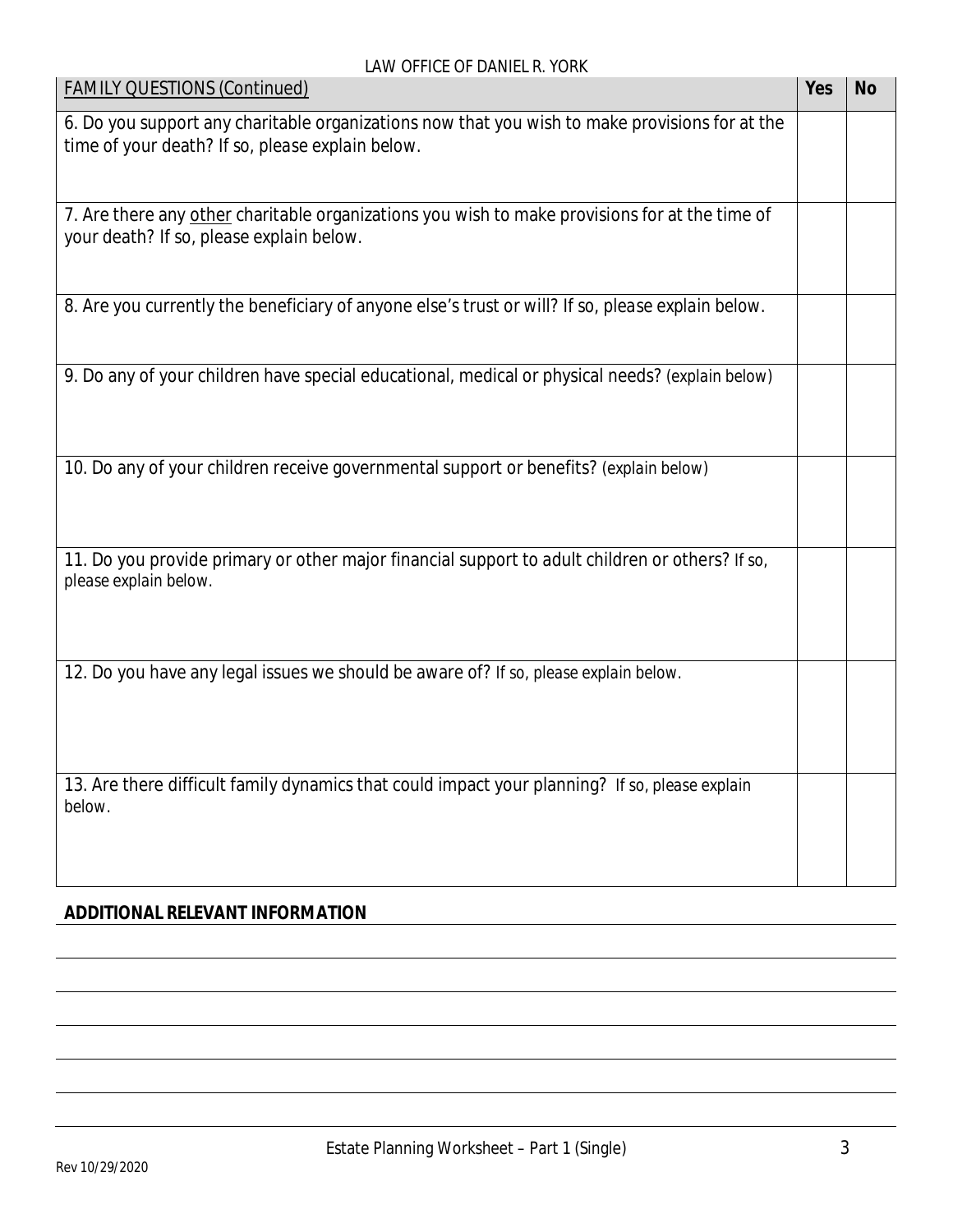| FAMILY QUESTIONS (Continued) | Yes | No |
|---|---|---|
| 6. Do you support any charitable organizations now that you wish to make provisions for at the time of your death? If so, please explain below. | | |
| 7. Are there any other charitable organizations you wish to make provisions for at the time of your death? If so, please explain below. | | |
| 8. Are you currently the beneficiary of anyone else's trust or will? If so, please explain below. | | |
| 9. Do any of your children have special educational, medical or physical needs? (explain below) | | |
| 10. Do any of your children receive governmental support or benefits? (explain below) | | |
| 11. Do you provide primary or other major financial support to adult children or others? If so, please explain below. | | |
| 12. Do you have any legal issues we should be aware of? If so, please explain below. | | |
| 13. Are there difficult family dynamics that could impact your planning? If so, please explain below. | | |

**ADDITIONAL RELEVANT INFORMATION**

\_\_\_\_\_\_\_\_\_\_\_\_\_\_\_\_\_\_\_\_\_\_\_\_\_\_\_\_\_\_\_\_\_\_\_\_\_\_\_\_\_\_\_\_\_\_\_\_\_\_\_\_\_\_\_\_\_\_\_\_

\_\_\_\_\_\_\_\_\_\_\_\_\_\_\_\_\_\_\_\_\_\_\_\_\_\_\_\_\_\_\_\_\_\_\_\_\_\_\_\_\_\_\_\_\_\_\_\_\_\_\_\_\_\_\_\_\_\_\_\_

\_\_\_\_\_\_\_\_\_\_\_\_\_\_\_\_\_\_\_\_\_\_\_\_\_\_\_\_\_\_\_\_\_\_\_\_\_\_\_\_\_\_\_\_\_\_\_\_\_\_\_\_\_\_\_\_\_\_\_\_

\_\_\_\_\_\_\_\_\_\_\_\_\_\_\_\_\_\_\_\_\_\_\_\_\_\_\_\_\_\_\_\_\_\_\_\_\_\_\_\_\_\_\_\_\_\_\_\_\_\_\_\_\_\_\_\_\_\_\_\_

\_\_\_\_\_\_\_\_\_\_\_\_\_\_\_\_\_\_\_\_\_\_\_\_\_\_\_\_\_\_\_\_\_\_\_\_\_\_\_\_\_\_\_\_\_\_\_\_\_\_\_\_\_\_\_\_\_\_\_\_

\_\_\_\_\_\_\_\_\_\_\_\_\_\_\_\_\_\_\_\_\_\_\_\_\_\_\_\_\_\_\_\_\_\_\_\_\_\_\_\_\_\_\_\_\_\_\_\_\_\_\_\_\_\_\_\_\_\_\_\_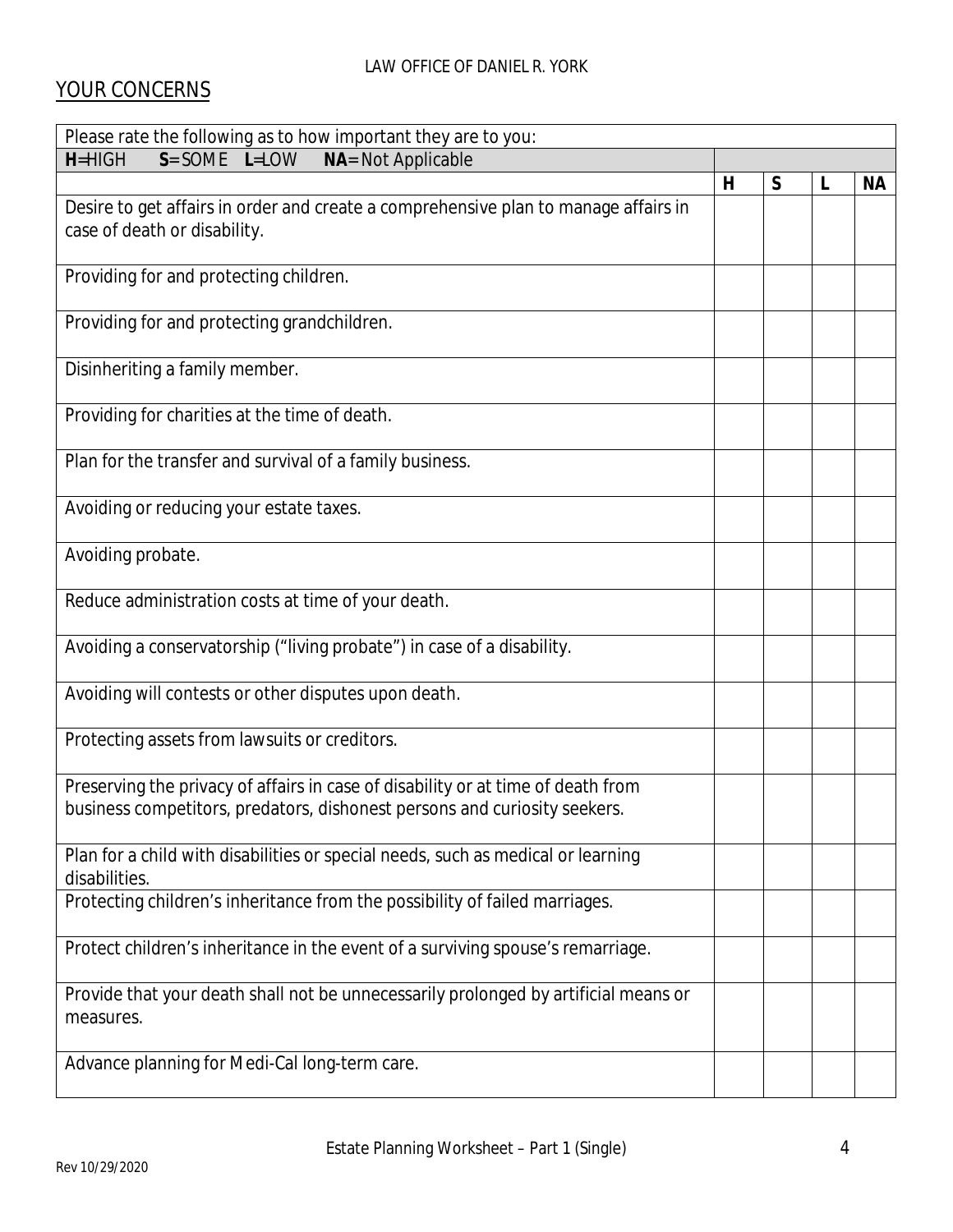## YOUR CONCERNS

| Please rate the following as to how important they are to you:<br>**H**=HIGH **S**= SOME **L**=LOW **NA**= Not Applicable | **H** | **S** | **L** | **NA** |
|---|---|---|---|---|
| Desire to get affairs in order and create a comprehensive plan to manage affairs in case of death or disability. | | | | |
| Providing for and protecting children. | | | | |
| Providing for and protecting grandchildren. | | | | |
| Disinheriting a family member. | | | | |
| Providing for charities at the time of death. | | | | |
| Plan for the transfer and survival of a family business. | | | | |
| Avoiding or reducing your estate taxes. | | | | |
| Avoiding probate. | | | | |
| Reduce administration costs at time of your death. | | | | |
| Avoiding a conservatorship ("living probate") in case of a disability. | | | | |
| Avoiding will contests or other disputes upon death. | | | | |
| Protecting assets from lawsuits or creditors. | | | | |
| Preserving the privacy of affairs in case of disability or at time of death from business competitors, predators, dishonest persons and curiosity seekers. | | | | |
| Plan for a child with disabilities or special needs, such as medical or learning disabilities. | | | | |
| Protecting children's inheritance from the possibility of failed marriages. | | | | |
| Protect children's inheritance in the event of a surviving spouse's remarriage. | | | | |
| Provide that your death shall not be unnecessarily prolonged by artificial means or measures. | | | | |
| Advance planning for Medi-Cal long-term care. | | | | |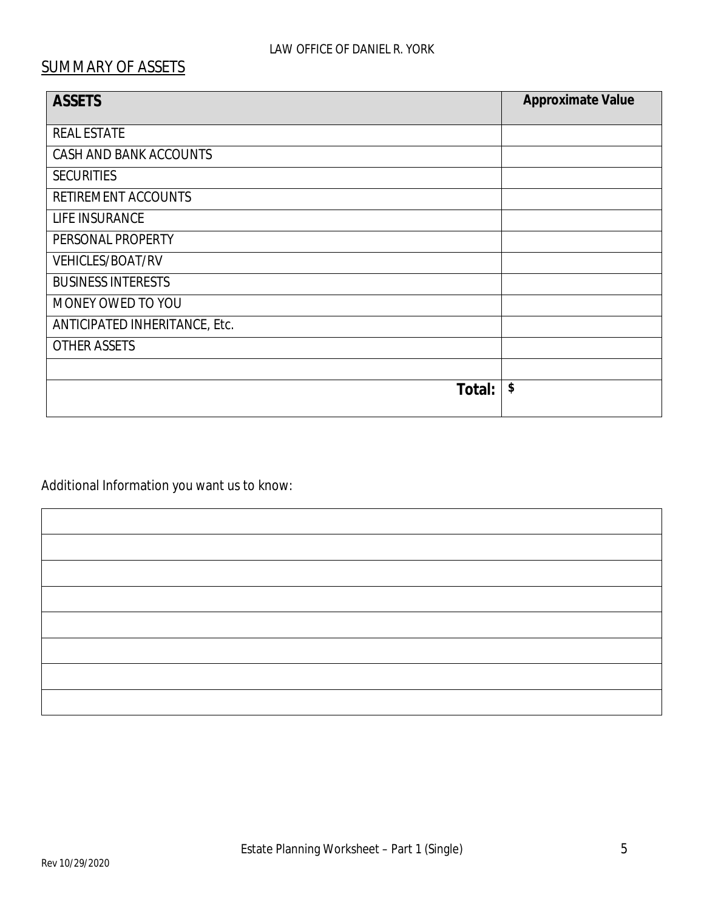## SUMMARY OF ASSETS

| ASSETS | Approximate Value |
|---|---|
| REAL ESTATE | |
| CASH AND BANK ACCOUNTS | |
| SECURITIES | |
| RETIREMENT ACCOUNTS | |
| LIFE INSURANCE | |
| PERSONAL PROPERTY | |
| VEHICLES/BOAT/RV | |
| BUSINESS INTERESTS | |
| MONEY OWED TO YOU | |
| ANTICIPATED INHERITANCE, Etc. | |
| OTHER ASSETS | |
| | |
| **Total:** | **$** |

Additional Information you want us to know:

| |
|---|
| |
| |
| |
| |
| |
| |
| |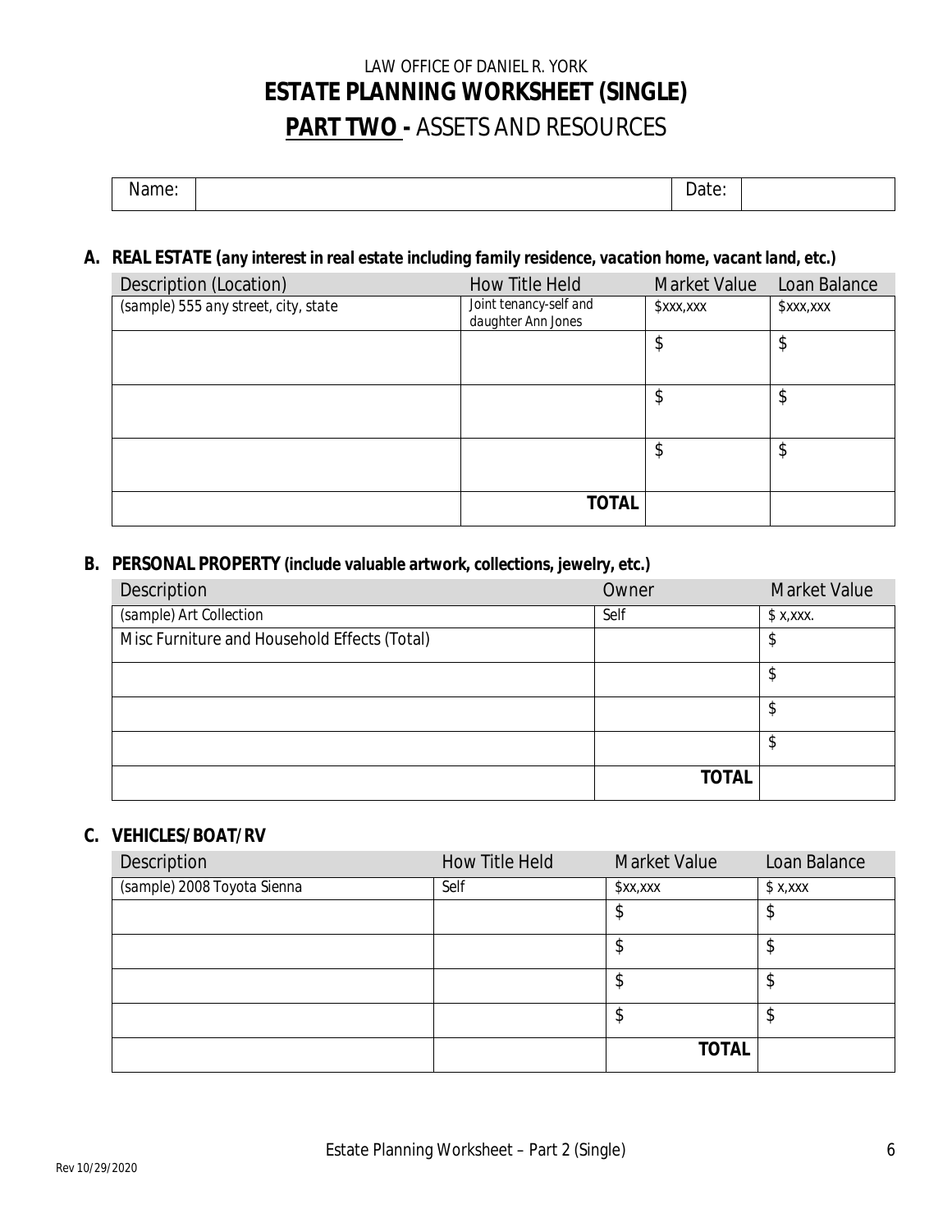LAW OFFICE OF DANIEL R. YORK

# ESTATE PLANNING WORKSHEET (SINGLE)

## PART TWO - ASSETS AND RESOURCES

| Name: | | Date: | |
|---|---|---|---|

### A. REAL ESTATE *(any interest in real estate including family residence, vacation home, vacant land, etc.)*

| Description (Location) | How Title Held | Market Value | Loan Balance |
|---|---|---|---|
| *(sample) 555 any street, city, state* | *Joint tenancy-self and daughter Ann Jones* | *$xxx,xxx* | *$xxx,xxx* |
| | | $ | $ |
| | | $ | $ |
| | | $ | $ |
| | **TOTAL** | | |

### B. PERSONAL PROPERTY (include valuable artwork, collections, jewelry, etc.)

| Description | Owner | Market Value |
|---|---|---|
| *(sample) Art Collection* | *Self* | *$ x,xxx.* |
| Misc Furniture and Household Effects (Total) | | $ |
| | | $ |
| | | $ |
| | | $ |
| | **TOTAL** | |

### C. VEHICLES/BOAT/RV

| Description | How Title Held | Market Value | Loan Balance |
|---|---|---|---|
| *(sample) 2008 Toyota Sienna* | *Self* | *$xx,xxx* | *$ x,xxx* |
| | | $ | $ |
| | | $ | $ |
| | | $ | $ |
| | | $ | $ |
| | | **TOTAL** | |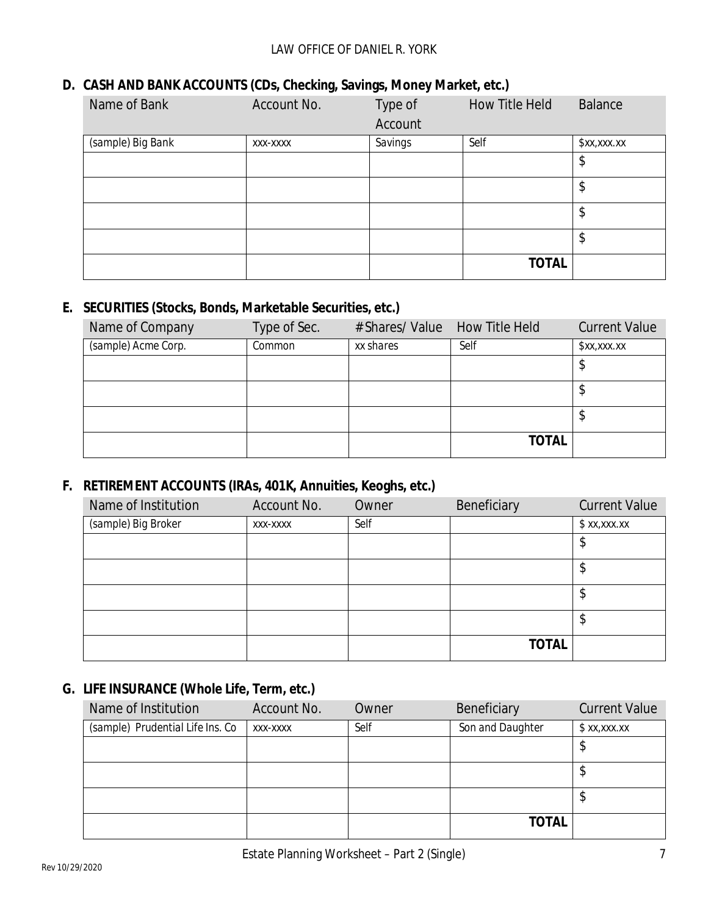## D. CASH AND BANK ACCOUNTS (CDs, Checking, Savings, Money Market, etc.)

| Name of Bank | Account No. | Type of Account | How Title Held | Balance |
|---|---|---|---|---|
| (sample) Big Bank | xxx-xxxx | Savings | Self | $xx,xxx.xx |
| | | | | $ |
| | | | | $ |
| | | | | $ |
| | | | | $ |
| | | | **TOTAL** | |

## E. SECURITIES (Stocks, Bonds, Marketable Securities, etc.)

| Name of Company | Type of Sec. | # Shares/ Value | How Title Held | Current Value |
|---|---|---|---|---|
| (sample) Acme Corp. | Common | xx shares | Self | $xx,xxx.xx |
| | | | | $ |
| | | | | $ |
| | | | | $ |
| | | | **TOTAL** | |

## F. RETIREMENT ACCOUNTS (IRAs, 401K, Annuities, Keoghs, etc.)

| Name of Institution | Account No. | Owner | Beneficiary | Current Value |
|---|---|---|---|---|
| (sample) Big Broker | xxx-xxxx | Self | | $ xx,xxx.xx |
| | | | | $ |
| | | | | $ |
| | | | | $ |
| | | | | $ |
| | | | **TOTAL** | |

## G. LIFE INSURANCE (Whole Life, Term, etc.)

| Name of Institution | Account No. | Owner | Beneficiary | Current Value |
|---|---|---|---|---|
| (sample) Prudential Life Ins. Co | xxx-xxxx | Self | Son and Daughter | $ xx,xxx.xx |
| | | | | $ |
| | | | | $ |
| | | | | $ |
| | | | **TOTAL** | |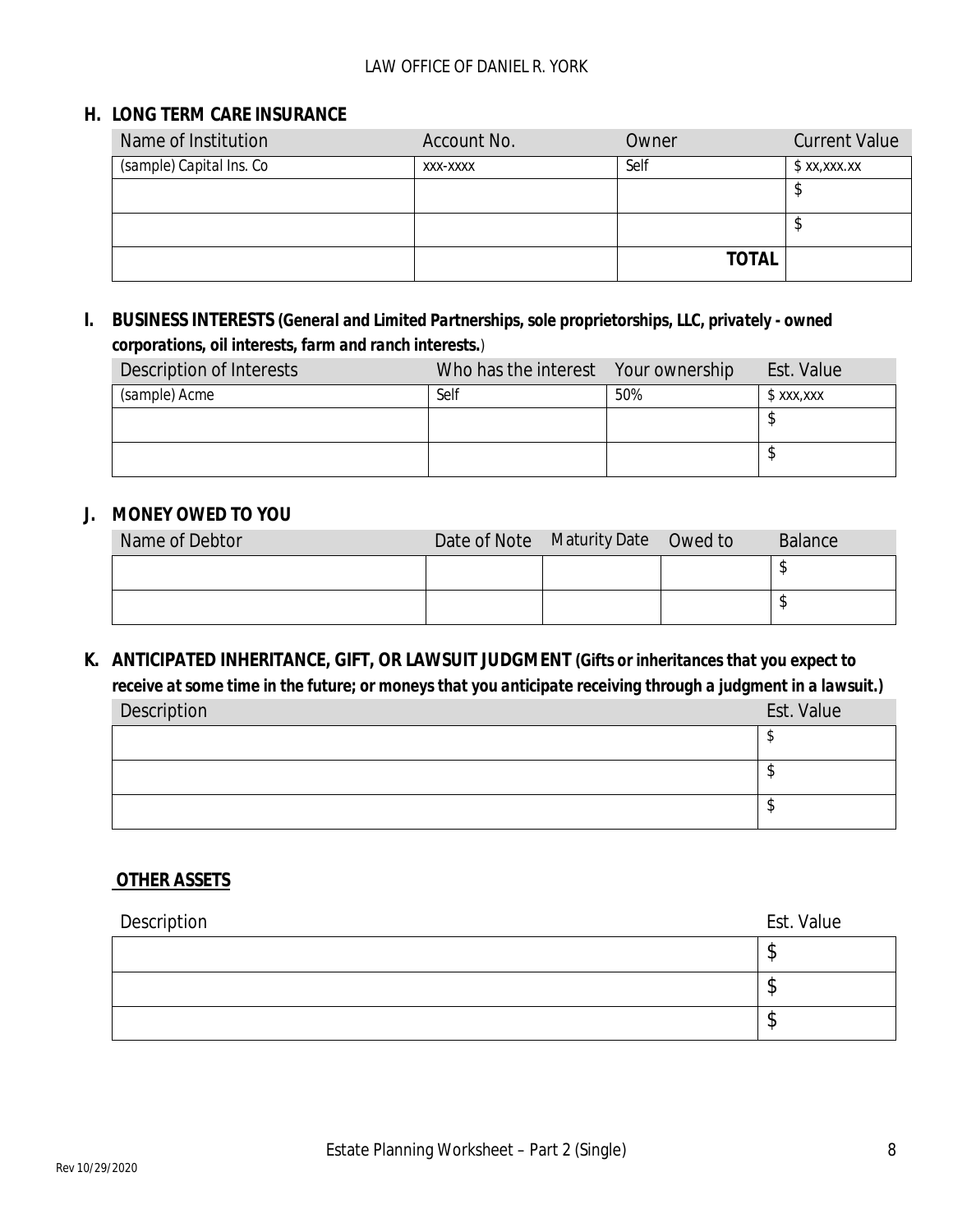## H. LONG TERM CARE INSURANCE

| Name of Institution | Account No. | Owner | Current Value |
|---|---|---|---|
| (sample) Capital Ins. Co | xxx-xxxx | Self | $ xx,xxx.xx |
| | | | $ |
| | | | $ |
| | | **TOTAL** | |

## I. BUSINESS INTERESTS *(General and Limited Partnerships, sole proprietorships, LLC, privately - owned corporations, oil interests, farm and ranch interests.)*

| Description of Interests | Who has the interest | Your ownership | Est. Value |
|---|---|---|---|
| (sample) Acme | Self | 50% | $ xxx,xxx |
| | | | $ |
| | | | $ |

## J. MONEY OWED TO YOU

| Name of Debtor | Date of Note | Maturity Date | Owed to | Balance |
|---|---|---|---|---|
| | | | | $ |
| | | | | $ |

## K. ANTICIPATED INHERITANCE, GIFT, OR LAWSUIT JUDGMENT *(Gifts or inheritances that you expect to receive at some time in the future; or moneys that you anticipate receiving through a judgment in a lawsuit.)*

| Description | Est. Value |
|---|---|
| | $ |
| | $ |
| | $ |

## OTHER ASSETS

| Description | Est. Value |
|---|---|
| | $ |
| | $ |
| | $ |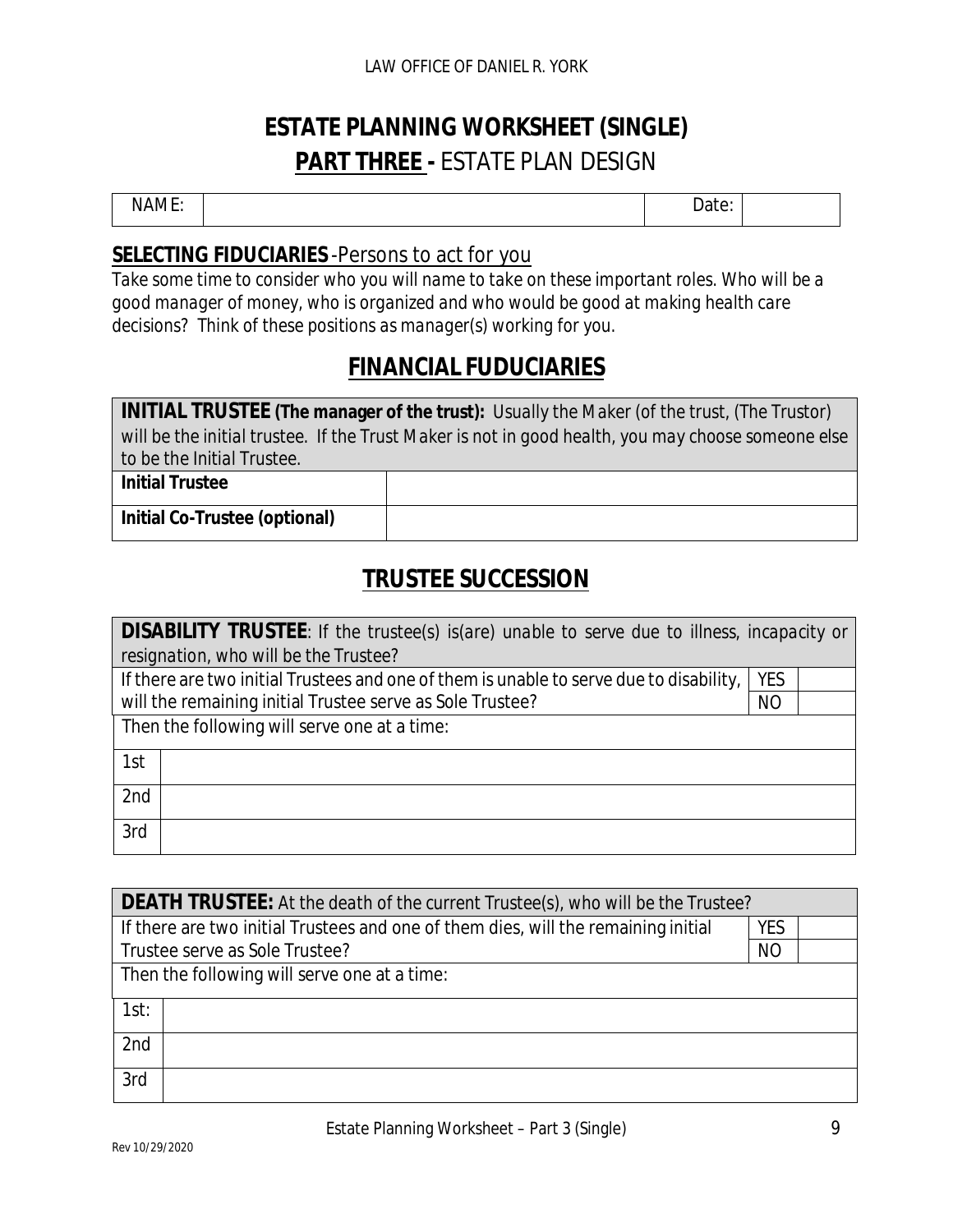LAW OFFICE OF DANIEL R. YORK

# ESTATE PLANNING WORKSHEET (SINGLE)

## PART THREE - ESTATE PLAN DESIGN

| NAME: | | Date: | |
|---|---|---|---|

### SELECTING FIDUCIARIES -Persons to act for you

*Take some time to consider who you will name to take on these important roles. Who will be a good manager of money, who is organized and who would be good at making health care decisions? Think of these positions as manager(s) working for you.*

## FINANCIAL FUDUCIARIES

| **INITIAL TRUSTEE (The manager of the trust):** *Usually the Maker (of the trust, (The Trustor) will be the initial trustee. If the Trust Maker is not in good health, you may choose someone else to be the Initial Trustee.* | |
|---|---|
| **Initial Trustee** | |
| **Initial Co-Trustee (optional)** | |

## TRUSTEE SUCCESSION

| **DISABILITY TRUSTEE**: *If the trustee(s) is(are) unable to serve due to illness, incapacity or resignation, who will be the Trustee?* | | |
|---|---|---|
| If there are two initial Trustees and one of them is unable to serve due to disability, will the remaining initial Trustee serve as Sole Trustee? | YES | |
| | NO | |
| Then the following will serve one at a time: | | |
| 1st | | |
| 2nd | | |
| 3rd | | |

| **DEATH TRUSTEE:** At the death of the current Trustee(s), who will be the Trustee? | | |
|---|---|---|
| If there are two initial Trustees and one of them dies, will the remaining initial Trustee serve as Sole Trustee? | YES | |
| | NO | |
| Then the following will serve one at a time: | | |
| 1st: | | |
| 2nd | | |
| 3rd | | |

Estate Planning Worksheet – Part 3 (Single)

Rev 10/29/2020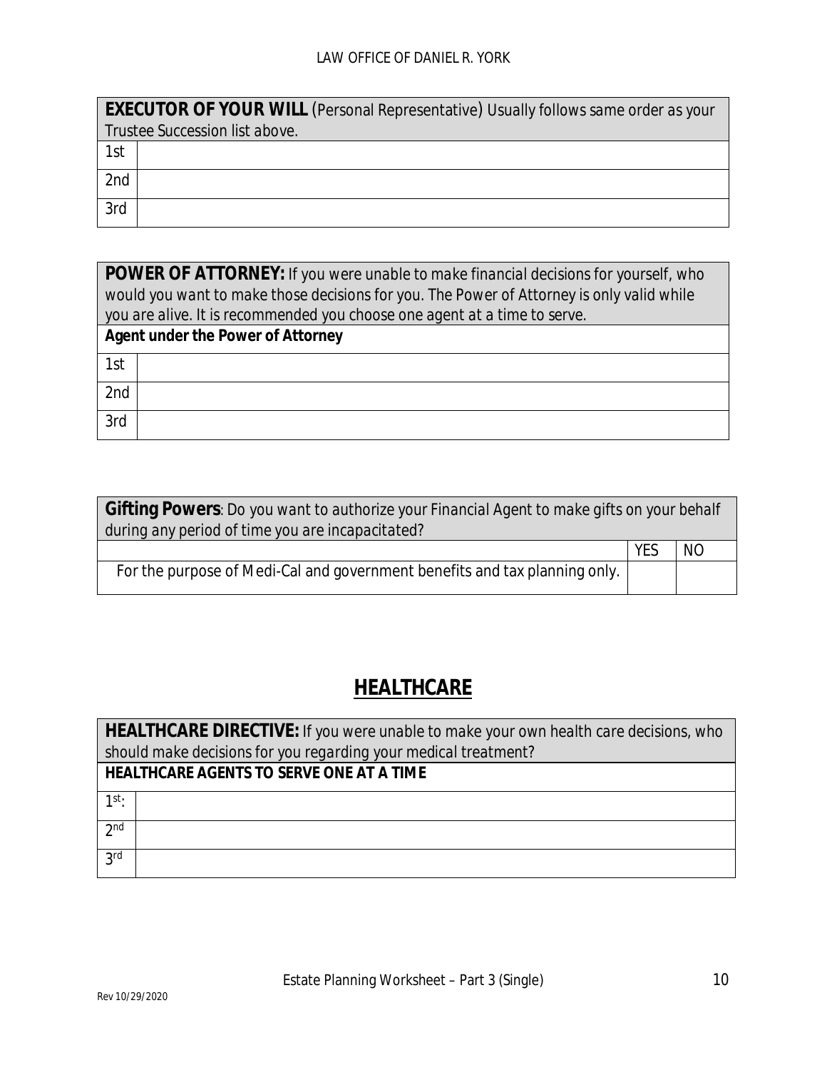| **EXECUTOR OF YOUR WILL** (Personal Representative) Usually follows same order as your Trustee Succession list above. | |
|---|---|
| 1st | |
| 2nd | |
| 3rd | |

| **POWER OF ATTORNEY:** If you were unable to make financial decisions for yourself, who would you want to make those decisions for you. The Power of Attorney is only valid while you are alive. It is recommended you choose one agent at a time to serve. | |
|---|---|
| **Agent under the Power of Attorney** | |
| 1st | |
| 2nd | |
| 3rd | |

| **Gifting Powers**: Do you want to authorize your Financial Agent to make gifts on your behalf during any period of time you are incapacitated? | | |
|---|---|---|
| | YES | NO |
| For the purpose of Medi-Cal and government benefits and tax planning only. | | |

## HEALTHCARE

| **HEALTHCARE DIRECTIVE:** If you were unable to make your own health care decisions, who should make decisions for you regarding your medical treatment? | |
|---|---|
| **HEALTHCARE AGENTS TO SERVE ONE AT A TIME** | |
| 1st: | |
| 2nd | |
| 3rd | |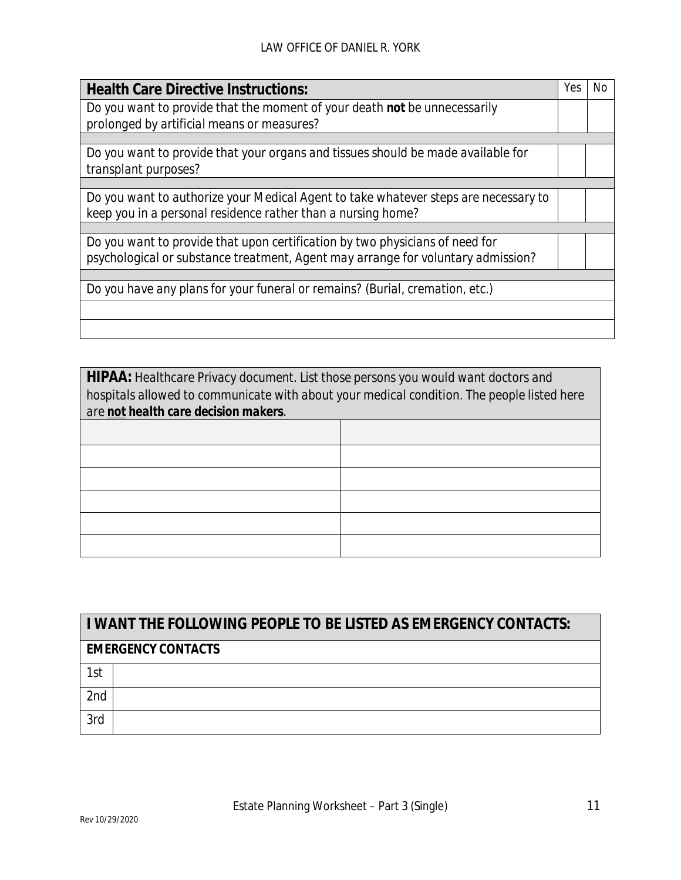| **Health Care Directive Instructions:** | Yes | No |
| --- | --- | --- |
| *Do you want to provide that the moment of your death **not** be unnecessarily prolonged by artificial means or measures?* | | |
| | | |
| *Do you want to provide that your organs and tissues should be made available for transplant purposes?* | | |
| | | |
| *Do you want to authorize your Medical Agent to take whatever steps are necessary to keep you in a personal residence rather than a nursing home?* | | |
| | | |
| *Do you want to provide that upon certification by two physicians of need for psychological or substance treatment, Agent may arrange for voluntary admission?* | | |
| | | |
| *Do you have any plans for your funeral or remains? (Burial, cremation, etc.)* | | |
| | | |
| | | |

| **HIPAA:** *Healthcare Privacy document. List those persons you would want doctors and hospitals allowed to communicate with about your medical condition. The people listed here are **not health care decision makers**.* | |
| --- | --- |
| | |
| | |
| | |
| | |
| | |
| | |

| **I WANT THE FOLLOWING PEOPLE TO BE LISTED AS EMERGENCY CONTACTS:** | |
| --- | --- |
| **EMERGENCY CONTACTS** | |
| 1st | |
| 2nd | |
| 3rd | |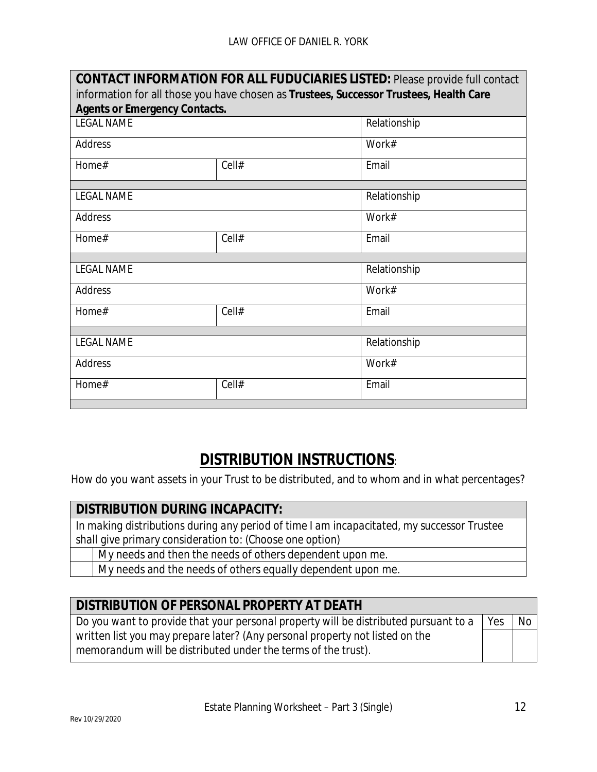| **CONTACT INFORMATION FOR ALL FIDUCIARIES LISTED:** Please provide full contact information for all those you have chosen as **Trustees, Successor Trustees, Health Care Agents or Emergency Contacts.** | | |
|---|---|---|
| LEGAL NAME | | Relationship |
| Address | | Work# |
| Home# | Cell# | Email |
| | | |
| LEGAL NAME | | Relationship |
| Address | | Work# |
| Home# | Cell# | Email |
| | | |
| LEGAL NAME | | Relationship |
| Address | | Work# |
| Home# | Cell# | Email |
| | | |
| LEGAL NAME | | Relationship |
| Address | | Work# |
| Home# | Cell# | Email |

# DISTRIBUTION INSTRUCTIONS:

How do you want assets in your Trust to be distributed, and to whom and in what percentages?

| **DISTRIBUTION DURING INCAPACITY:** | |
|---|---|
| In making distributions during any period of time I am incapacitated, my successor Trustee shall give primary consideration to: (Choose one option) | |
| | My needs and then the needs of others dependent upon me. |
| | My needs and the needs of others equally dependent upon me. |

| **DISTRIBUTION OF PERSONAL PROPERTY AT DEATH** | | |
|---|---|---|
| Do you want to provide that your personal property will be distributed pursuant to a written list you may prepare later? (Any personal property not listed on the memorandum will be distributed under the terms of the trust). | Yes | No |
| | | |

Estate Planning Worksheet – Part 3 (Single)

Rev 10/29/2020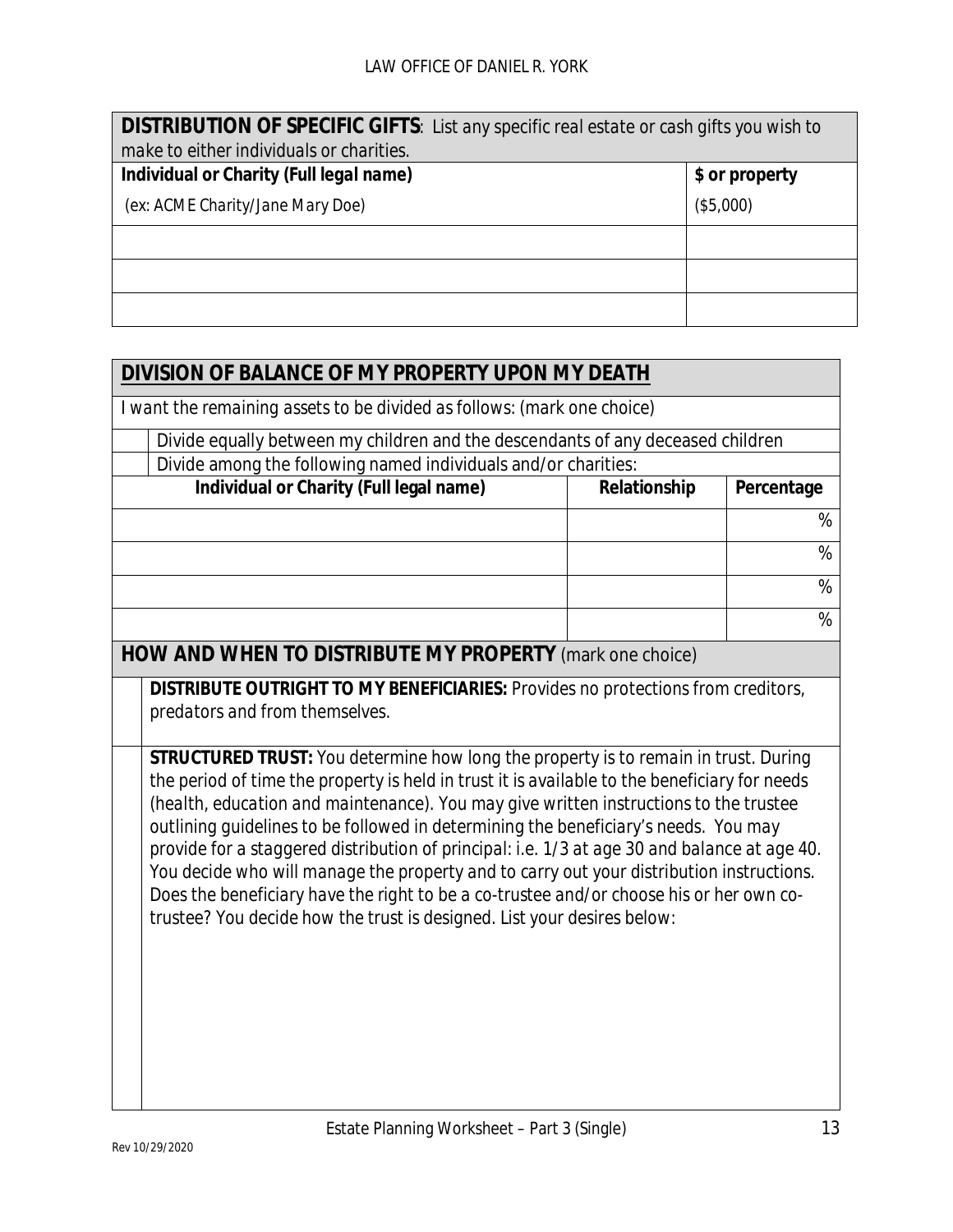**DISTRIBUTION OF SPECIFIC GIFTS**: *List any specific real estate or cash gifts you wish to make to either individuals or charities.*

| ***Individual or Charity (Full legal name)*** | **\$ or property** |
|---|---|
| *(ex: ACME Charity/Jane Mary Doe)* | *(\$5,000)* |
| | |
| | |
| | |

## DIVISION OF BALANCE OF MY PROPERTY UPON MY DEATH

*I want the remaining assets to be divided as follows: (mark one choice)*

- [ ] *Divide equally between my children and the descendants of any deceased children*
- [ ] *Divide among the following named individuals and/or charities:*

| **Individual or Charity (Full legal name)** | **Relationship** | **Percentage** |
|---|---|---|
| | | % |
| | | % |
| | | % |
| | | % |

## HOW AND WHEN TO DISTRIBUTE MY PROPERTY *(mark one choice)*

- [ ] **DISTRIBUTE OUTRIGHT TO MY BENEFICIARIES:** *Provides no protections from creditors, predators and from themselves.*

- [ ] **STRUCTURED TRUST:** *You determine how long the property is to remain in trust. During the period of time the property is held in trust it is available to the beneficiary for needs (health, education and maintenance). You may give written instructions to the trustee outlining guidelines to be followed in determining the beneficiary's needs. You may provide for a staggered distribution of principal: i.e. 1/3 at age 30 and balance at age 40. You decide who will manage the property and to carry out your distribution instructions. Does the beneficiary have the right to be a co-trustee and/or choose his or her own co-trustee? You decide how the trust is designed. List your desires below:*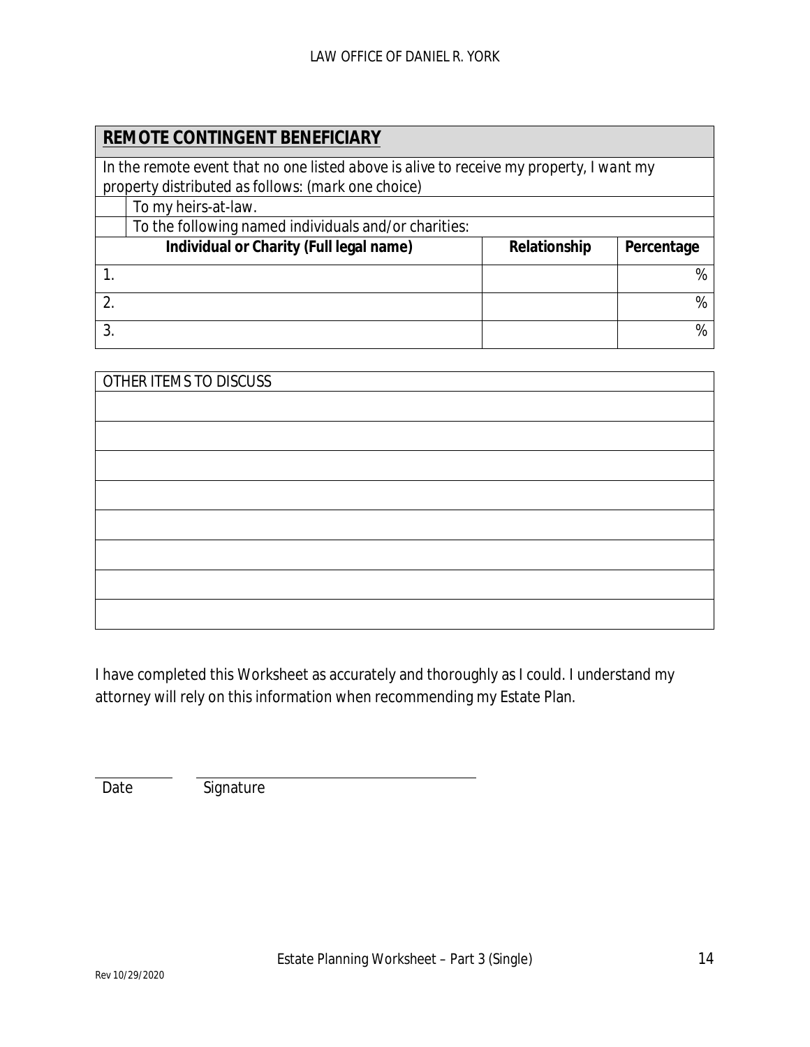## REMOTE CONTINGENT BENEFICIARY

*In the remote event that no one listed above is alive to receive my property, I want my property distributed as follows: (mark one choice)*

| | |
|---|---|
| | To my heirs-at-law. |
| | To the following named individuals and/or charities: |

| Individual or Charity (Full legal name) | Relationship | Percentage |
|---|---|---|
| 1. | | % |
| 2. | | % |
| 3. | | % |

| OTHER ITEMS TO DISCUSS |
|---|
| |
| |
| |
| |
| |
| |
| |
| |

I have completed this Worksheet as accurately and thoroughly as I could. I understand my attorney will rely on this information when recommending my Estate Plan.

\_\_\_\_\_\_\_\_\_\_ \_\_\_\_\_\_\_\_\_\_\_\_\_\_\_\_\_\_\_\_\_\_\_\_\_\_\_\_\_\_\_\_\_\_\_\_

Date Signature